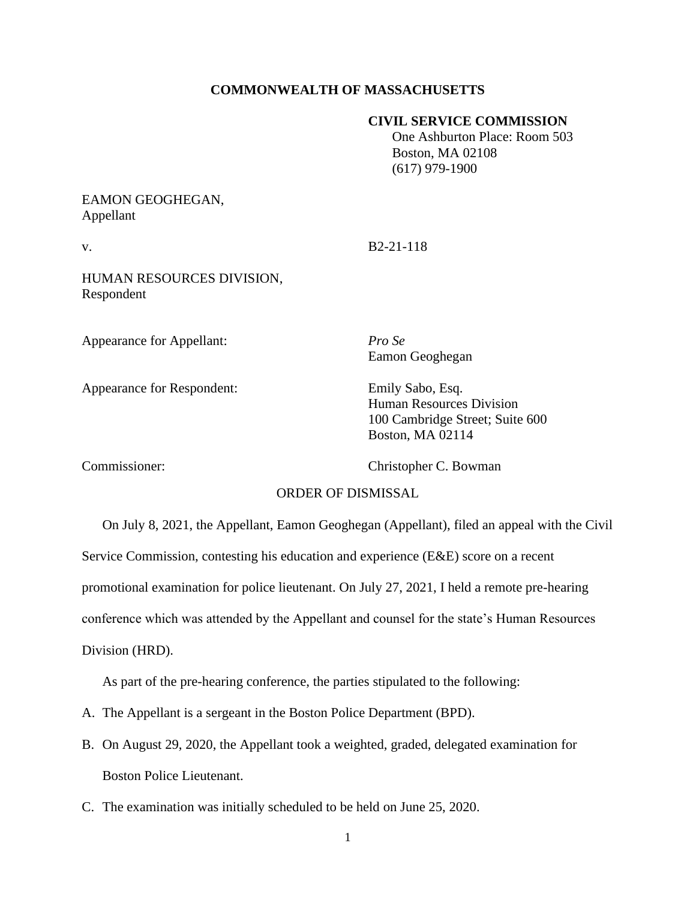**COMMONWEALTH OF MASSACHUSETTS**

**CIVIL SERVICE COMMISSION**
One Ashburton Place: Room 503
Boston, MA 02108
(617) 979-1900

EAMON GEOGHEGAN,
Appellant

v. B2-21-118

HUMAN RESOURCES DIVISION,
Respondent

Appearance for Appellant: *Pro Se*
Eamon Geoghegan

Appearance for Respondent: Emily Sabo, Esq.
Human Resources Division
100 Cambridge Street; Suite 600
Boston, MA 02114

Commissioner: Christopher C. Bowman

ORDER OF DISMISSAL

On July 8, 2021, the Appellant, Eamon Geoghegan (Appellant), filed an appeal with the Civil Service Commission, contesting his education and experience (E&E) score on a recent promotional examination for police lieutenant. On July 27, 2021, I held a remote pre-hearing conference which was attended by the Appellant and counsel for the state's Human Resources Division (HRD).

As part of the pre-hearing conference, the parties stipulated to the following:

A. The Appellant is a sergeant in the Boston Police Department (BPD).

B. On August 29, 2020, the Appellant took a weighted, graded, delegated examination for Boston Police Lieutenant.

C. The examination was initially scheduled to be held on June 25, 2020.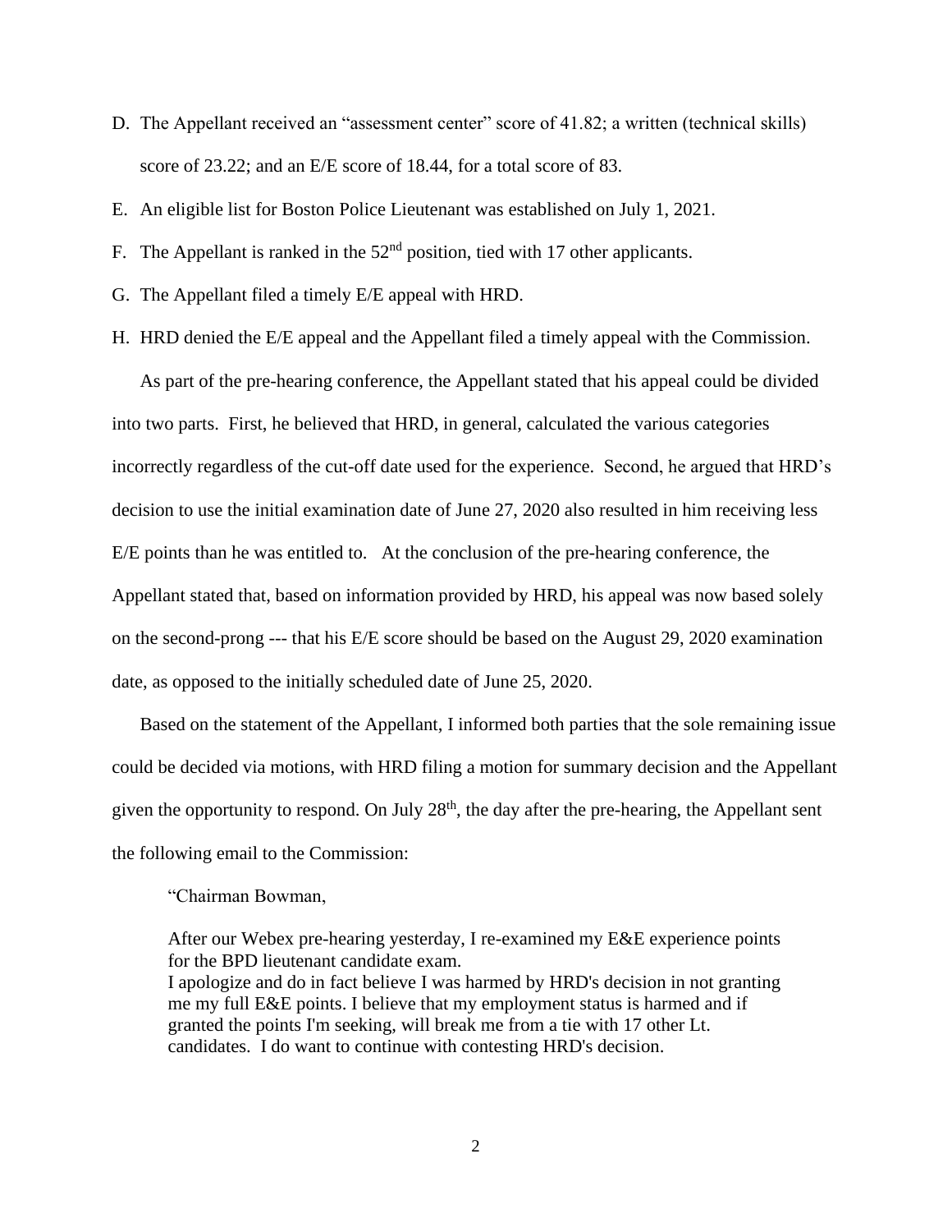D. The Appellant received an "assessment center" score of 41.82; a written (technical skills) score of 23.22; and an E/E score of 18.44, for a total score of 83.

E. An eligible list for Boston Police Lieutenant was established on July 1, 2021.

F. The Appellant is ranked in the 52nd position, tied with 17 other applicants.

G. The Appellant filed a timely E/E appeal with HRD.

H. HRD denied the E/E appeal and the Appellant filed a timely appeal with the Commission.

As part of the pre-hearing conference, the Appellant stated that his appeal could be divided into two parts. First, he believed that HRD, in general, calculated the various categories incorrectly regardless of the cut-off date used for the experience. Second, he argued that HRD's decision to use the initial examination date of June 27, 2020 also resulted in him receiving less E/E points than he was entitled to. At the conclusion of the pre-hearing conference, the Appellant stated that, based on information provided by HRD, his appeal was now based solely on the second-prong --- that his E/E score should be based on the August 29, 2020 examination date, as opposed to the initially scheduled date of June 25, 2020.

Based on the statement of the Appellant, I informed both parties that the sole remaining issue could be decided via motions, with HRD filing a motion for summary decision and the Appellant given the opportunity to respond. On July 28th, the day after the pre-hearing, the Appellant sent the following email to the Commission:

> "Chairman Bowman,
>
> After our Webex pre-hearing yesterday, I re-examined my E&E experience points for the BPD lieutenant candidate exam.
> I apologize and do in fact believe I was harmed by HRD's decision in not granting me my full E&E points. I believe that my employment status is harmed and if granted the points I'm seeking, will break me from a tie with 17 other Lt. candidates. I do want to continue with contesting HRD's decision.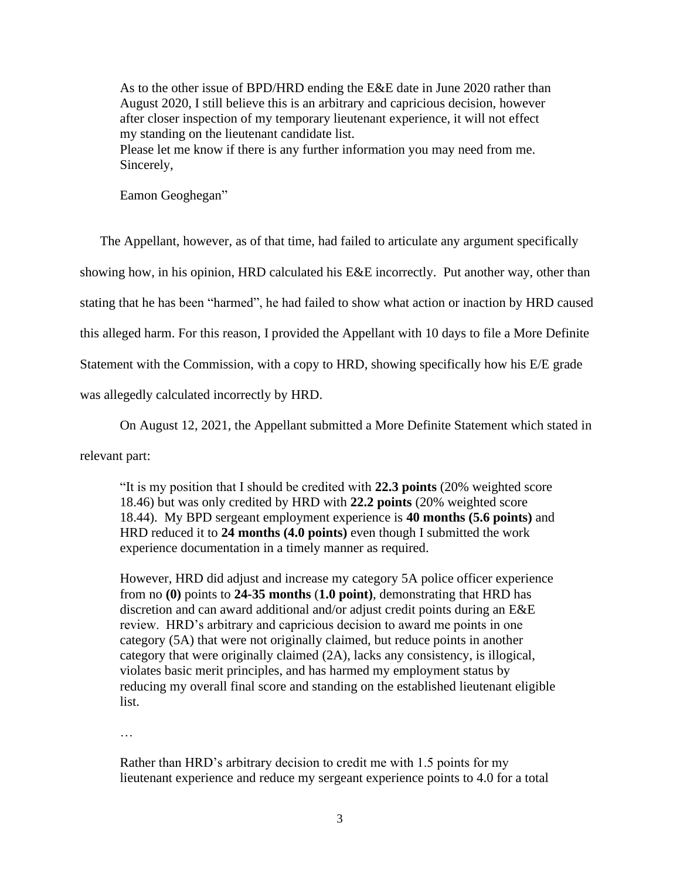> As to the other issue of BPD/HRD ending the E&E date in June 2020 rather than August 2020, I still believe this is an arbitrary and capricious decision, however after closer inspection of my temporary lieutenant experience, it will not effect my standing on the lieutenant candidate list.
> Please let me know if there is any further information you may need from me.
> Sincerely,
>
> Eamon Geoghegan"

The Appellant, however, as of that time, had failed to articulate any argument specifically showing how, in his opinion, HRD calculated his E&E incorrectly. Put another way, other than stating that he has been "harmed", he had failed to show what action or inaction by HRD caused this alleged harm. For this reason, I provided the Appellant with 10 days to file a More Definite Statement with the Commission, with a copy to HRD, showing specifically how his E/E grade was allegedly calculated incorrectly by HRD.

On August 12, 2021, the Appellant submitted a More Definite Statement which stated in relevant part:

> "It is my position that I should be credited with **22.3 points** (20% weighted score 18.46) but was only credited by HRD with **22.2 points** (20% weighted score 18.44). My BPD sergeant employment experience is **40 months (5.6 points)** and HRD reduced it to **24 months (4.0 points)** even though I submitted the work experience documentation in a timely manner as required.
>
> However, HRD did adjust and increase my category 5A police officer experience from no **(0)** points to **24-35 months** (**1.0 point**), demonstrating that HRD has discretion and can award additional and/or adjust credit points during an E&E review. HRD's arbitrary and capricious decision to award me points in one category (5A) that were not originally claimed, but reduce points in another category that were originally claimed (2A), lacks any consistency, is illogical, violates basic merit principles, and has harmed my employment status by reducing my overall final score and standing on the established lieutenant eligible list.
>
> …
>
> Rather than HRD's arbitrary decision to credit me with 1.5 points for my lieutenant experience and reduce my sergeant experience points to 4.0 for a total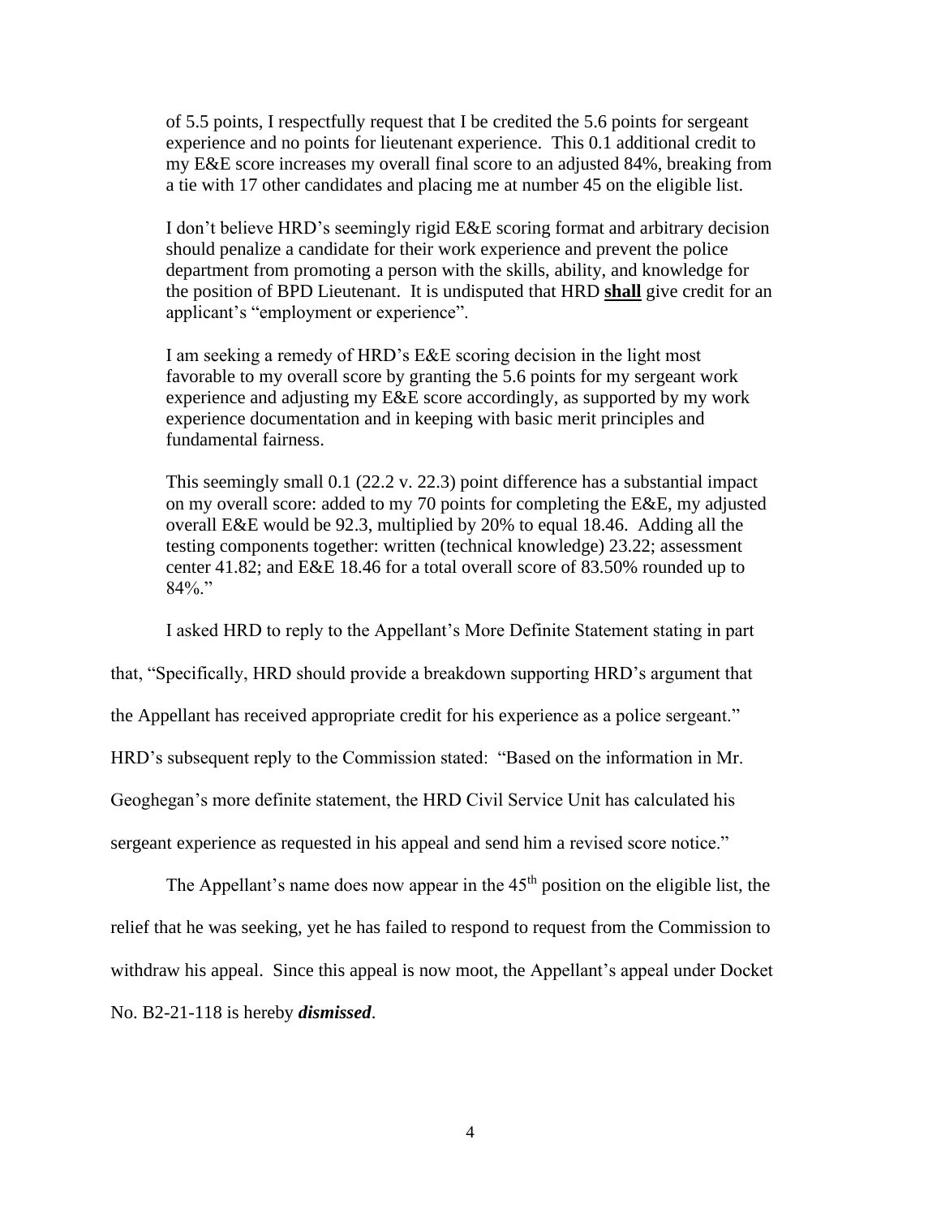> of 5.5 points, I respectfully request that I be credited the 5.6 points for sergeant experience and no points for lieutenant experience. This 0.1 additional credit to my E&E score increases my overall final score to an adjusted 84%, breaking from a tie with 17 other candidates and placing me at number 45 on the eligible list.
>
> I don't believe HRD's seemingly rigid E&E scoring format and arbitrary decision should penalize a candidate for their work experience and prevent the police department from promoting a person with the skills, ability, and knowledge for the position of BPD Lieutenant. It is undisputed that HRD **<u>shall</u>** give credit for an applicant's "employment or experience".
>
> I am seeking a remedy of HRD's E&E scoring decision in the light most favorable to my overall score by granting the 5.6 points for my sergeant work experience and adjusting my E&E score accordingly, as supported by my work experience documentation and in keeping with basic merit principles and fundamental fairness.
>
> This seemingly small 0.1 (22.2 v. 22.3) point difference has a substantial impact on my overall score: added to my 70 points for completing the E&E, my adjusted overall E&E would be 92.3, multiplied by 20% to equal 18.46. Adding all the testing components together: written (technical knowledge) 23.22; assessment center 41.82; and E&E 18.46 for a total overall score of 83.50% rounded up to 84%."

I asked HRD to reply to the Appellant's More Definite Statement stating in part that, "Specifically, HRD should provide a breakdown supporting HRD's argument that the Appellant has received appropriate credit for his experience as a police sergeant." HRD's subsequent reply to the Commission stated: "Based on the information in Mr. Geoghegan's more definite statement, the HRD Civil Service Unit has calculated his sergeant experience as requested in his appeal and send him a revised score notice."

The Appellant's name does now appear in the 45th position on the eligible list, the relief that he was seeking, yet he has failed to respond to request from the Commission to withdraw his appeal. Since this appeal is now moot, the Appellant's appeal under Docket No. B2-21-118 is hereby ***dismissed***.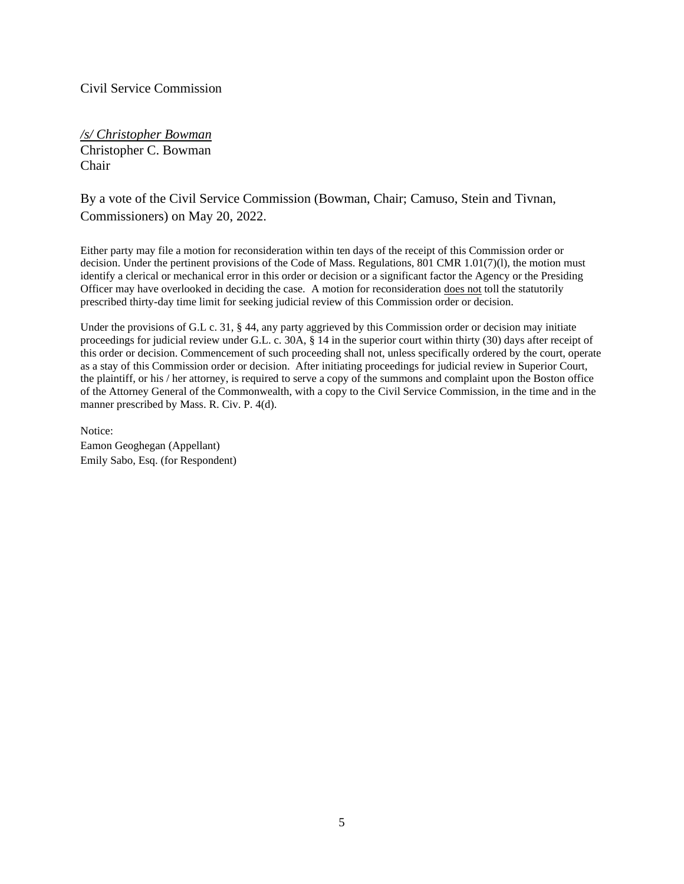Civil Service Commission

*<u>/s/ Christopher Bowman</u>*
Christopher C. Bowman
Chair

By a vote of the Civil Service Commission (Bowman, Chair; Camuso, Stein and Tivnan, Commissioners) on May 20, 2022.

Either party may file a motion for reconsideration within ten days of the receipt of this Commission order or decision. Under the pertinent provisions of the Code of Mass. Regulations, 801 CMR 1.01(7)(l), the motion must identify a clerical or mechanical error in this order or decision or a significant factor the Agency or the Presiding Officer may have overlooked in deciding the case. A motion for reconsideration <u>does not</u> toll the statutorily prescribed thirty-day time limit for seeking judicial review of this Commission order or decision.

Under the provisions of G.L c. 31, § 44, any party aggrieved by this Commission order or decision may initiate proceedings for judicial review under G.L. c. 30A, § 14 in the superior court within thirty (30) days after receipt of this order or decision. Commencement of such proceeding shall not, unless specifically ordered by the court, operate as a stay of this Commission order or decision. After initiating proceedings for judicial review in Superior Court, the plaintiff, or his / her attorney, is required to serve a copy of the summons and complaint upon the Boston office of the Attorney General of the Commonwealth, with a copy to the Civil Service Commission, in the time and in the manner prescribed by Mass. R. Civ. P. 4(d).

Notice:
Eamon Geoghegan (Appellant)
Emily Sabo, Esq. (for Respondent)